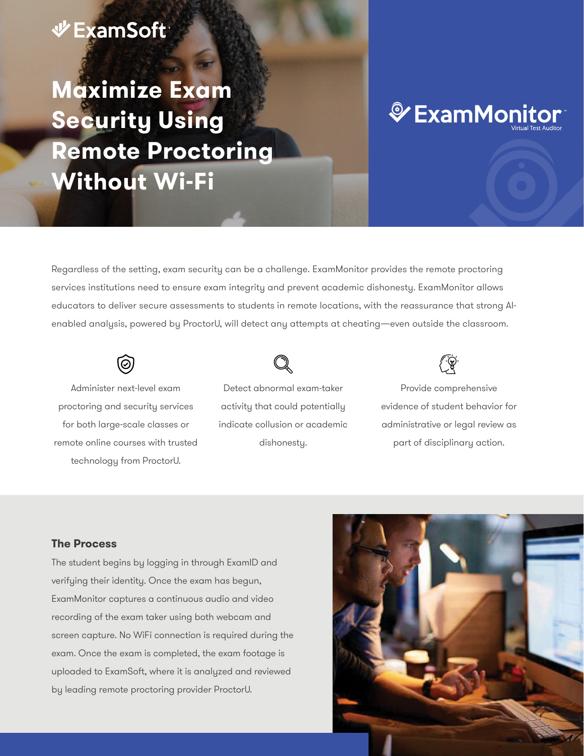ExamSoft

# Maximize Exam Security Using Remote Proctoring Without Wi-Fi

ExamMonitor™
Virtual Test Auditor

Regardless of the setting, exam security can be a challenge. ExamMonitor provides the remote proctoring services institutions need to ensure exam integrity and prevent academic dishonesty. ExamMonitor allows educators to deliver secure assessments to students in remote locations, with the reassurance that strong AI-enabled analysis, powered by ProctorU, will detect any attempts at cheating—even outside the classroom.

Administer next-level exam proctoring and security services for both large-scale classes or remote online courses with trusted technology from ProctorU.

Detect abnormal exam-taker activity that could potentially indicate collusion or academic dishonesty.

Provide comprehensive evidence of student behavior for administrative or legal review as part of disciplinary action.

### The Process

The student begins by logging in through ExamID and verifying their identity. Once the exam has begun, ExamMonitor captures a continuous audio and video recording of the exam taker using both webcam and screen capture. No WiFi connection is required during the exam. Once the exam is completed, the exam footage is uploaded to ExamSoft, where it is analyzed and reviewed by leading remote proctoring provider ProctorU.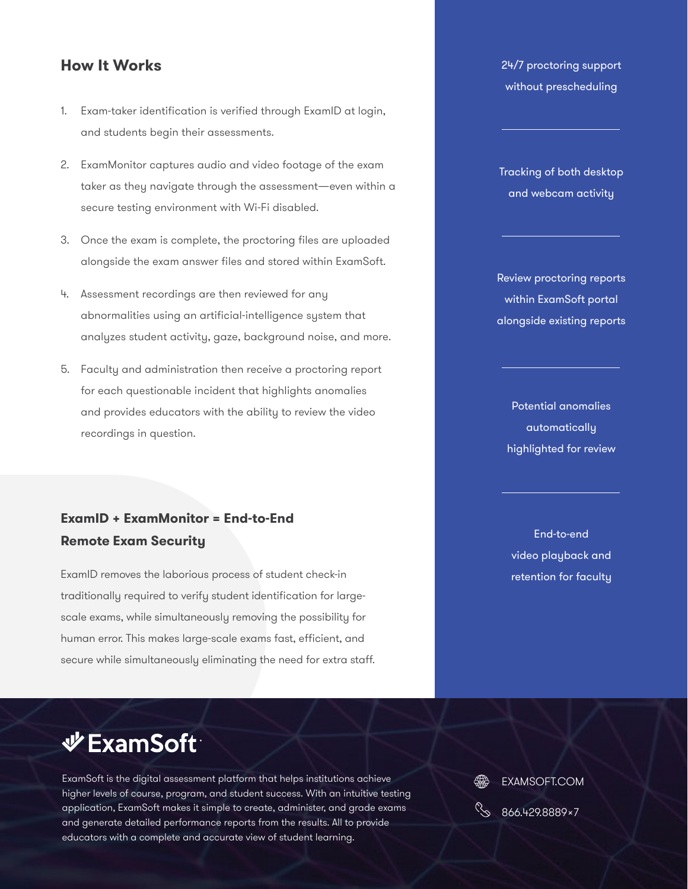## How It Works

1. Exam-taker identification is verified through ExamID at login, and students begin their assessments.
2. ExamMonitor captures audio and video footage of the exam taker as they navigate through the assessment—even within a secure testing environment with Wi-Fi disabled.
3. Once the exam is complete, the proctoring files are uploaded alongside the exam answer files and stored within ExamSoft.
4. Assessment recordings are then reviewed for any abnormalities using an artificial-intelligence system that analyzes student activity, gaze, background noise, and more.
5. Faculty and administration then receive a proctoring report for each questionable incident that highlights anomalies and provides educators with the ability to review the video recordings in question.

### ExamID + ExamMonitor = End-to-End Remote Exam Security

ExamID removes the laborious process of student check-in traditionally required to verify student identification for large-scale exams, while simultaneously removing the possibility for human error. This makes large-scale exams fast, efficient, and secure while simultaneously eliminating the need for extra staff.

24/7 proctoring support without prescheduling

---

Tracking of both desktop and webcam activity

---

Review proctoring reports within ExamSoft portal alongside existing reports

---

Potential anomalies automatically highlighted for review

---

End-to-end video playback and retention for faculty

## ExamSoft

ExamSoft is the digital assessment platform that helps institutions achieve higher levels of course, program, and student success. With an intuitive testing application, ExamSoft makes it simple to create, administer, and grade exams and generate detailed performance reports from the results. All to provide educators with a complete and accurate view of student learning.

EXAMSOFT.COM

866.429.8889×7